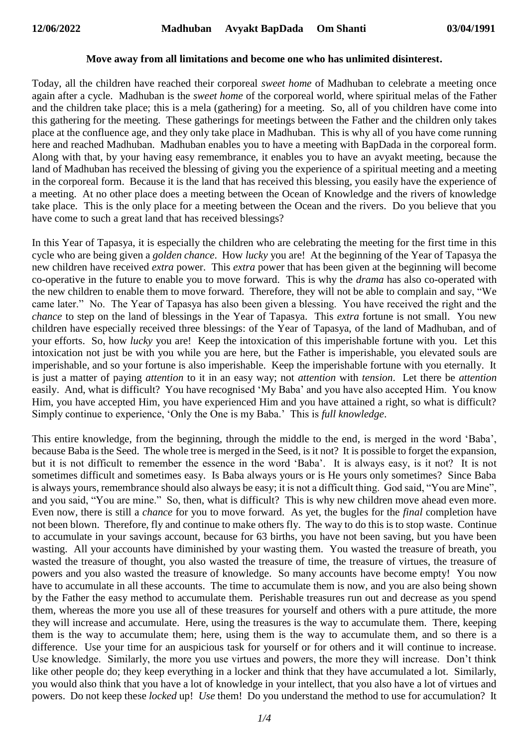**12/06/2022 Madhuban Avyakt BapDada Om Shanti 03/04/1991**

**Move away from all limitations and become one who has unlimited disinterest.**

Today, all the children have reached their corporeal *sweet home* of Madhuban to celebrate a meeting once again after a cycle. Madhuban is the *sweet home* of the corporeal world, where spiritual melas of the Father and the children take place; this is a mela (gathering) for a meeting. So, all of you children have come into this gathering for the meeting. These gatherings for meetings between the Father and the children only takes place at the confluence age, and they only take place in Madhuban. This is why all of you have come running here and reached Madhuban. Madhuban enables you to have a meeting with BapDada in the corporeal form. Along with that, by your having easy remembrance, it enables you to have an avyakt meeting, because the land of Madhuban has received the blessing of giving you the experience of a spiritual meeting and a meeting in the corporeal form. Because it is the land that has received this blessing, you easily have the experience of a meeting. At no other place does a meeting between the Ocean of Knowledge and the rivers of knowledge take place. This is the only place for a meeting between the Ocean and the rivers. Do you believe that you have come to such a great land that has received blessings?

In this Year of Tapasya, it is especially the children who are celebrating the meeting for the first time in this cycle who are being given a *golden chance*. How *lucky* you are! At the beginning of the Year of Tapasya the new children have received *extra* power. This *extra* power that has been given at the beginning will become co-operative in the future to enable you to move forward. This is why the *drama* has also co-operated with the new children to enable them to move forward. Therefore, they will not be able to complain and say, "We came later." No. The Year of Tapasya has also been given a blessing. You have received the right and the *chance* to step on the land of blessings in the Year of Tapasya. This *extra* fortune is not small. You new children have especially received three blessings: of the Year of Tapasya, of the land of Madhuban, and of your efforts. So, how *lucky* you are! Keep the intoxication of this imperishable fortune with you. Let this intoxication not just be with you while you are here, but the Father is imperishable, you elevated souls are imperishable, and so your fortune is also imperishable. Keep the imperishable fortune with you eternally. It is just a matter of paying *attention* to it in an easy way; not *attention* with *tension*. Let there be *attention* easily. And, what is difficult? You have recognised 'My Baba' and you have also accepted Him. You know Him, you have accepted Him, you have experienced Him and you have attained a right, so what is difficult? Simply continue to experience, 'Only the One is my Baba.' This is *full knowledge*.

This entire knowledge, from the beginning, through the middle to the end, is merged in the word 'Baba', because Baba is the Seed. The whole tree is merged in the Seed, is it not? It is possible to forget the expansion, but it is not difficult to remember the essence in the word 'Baba'. It is always easy, is it not? It is not sometimes difficult and sometimes easy. Is Baba always yours or is He yours only sometimes? Since Baba is always yours, remembrance should also always be easy; it is not a difficult thing. God said, "You are Mine", and you said, "You are mine." So, then, what is difficult? This is why new children move ahead even more. Even now, there is still a *chance* for you to move forward. As yet, the bugles for the *final* completion have not been blown. Therefore, fly and continue to make others fly. The way to do this is to stop waste. Continue to accumulate in your savings account, because for 63 births, you have not been saving, but you have been wasting. All your accounts have diminished by your wasting them. You wasted the treasure of breath, you wasted the treasure of thought, you also wasted the treasure of time, the treasure of virtues, the treasure of powers and you also wasted the treasure of knowledge. So many accounts have become empty! You now have to accumulate in all these accounts. The time to accumulate them is now, and you are also being shown by the Father the easy method to accumulate them. Perishable treasures run out and decrease as you spend them, whereas the more you use all of these treasures for yourself and others with a pure attitude, the more they will increase and accumulate. Here, using the treasures is the way to accumulate them. There, keeping them is the way to accumulate them; here, using them is the way to accumulate them, and so there is a difference. Use your time for an auspicious task for yourself or for others and it will continue to increase. Use knowledge. Similarly, the more you use virtues and powers, the more they will increase. Don't think like other people do; they keep everything in a locker and think that they have accumulated a lot. Similarly, you would also think that you have a lot of knowledge in your intellect, that you also have a lot of virtues and powers. Do not keep these *locked* up! *Use* them! Do you understand the method to use for accumulation? It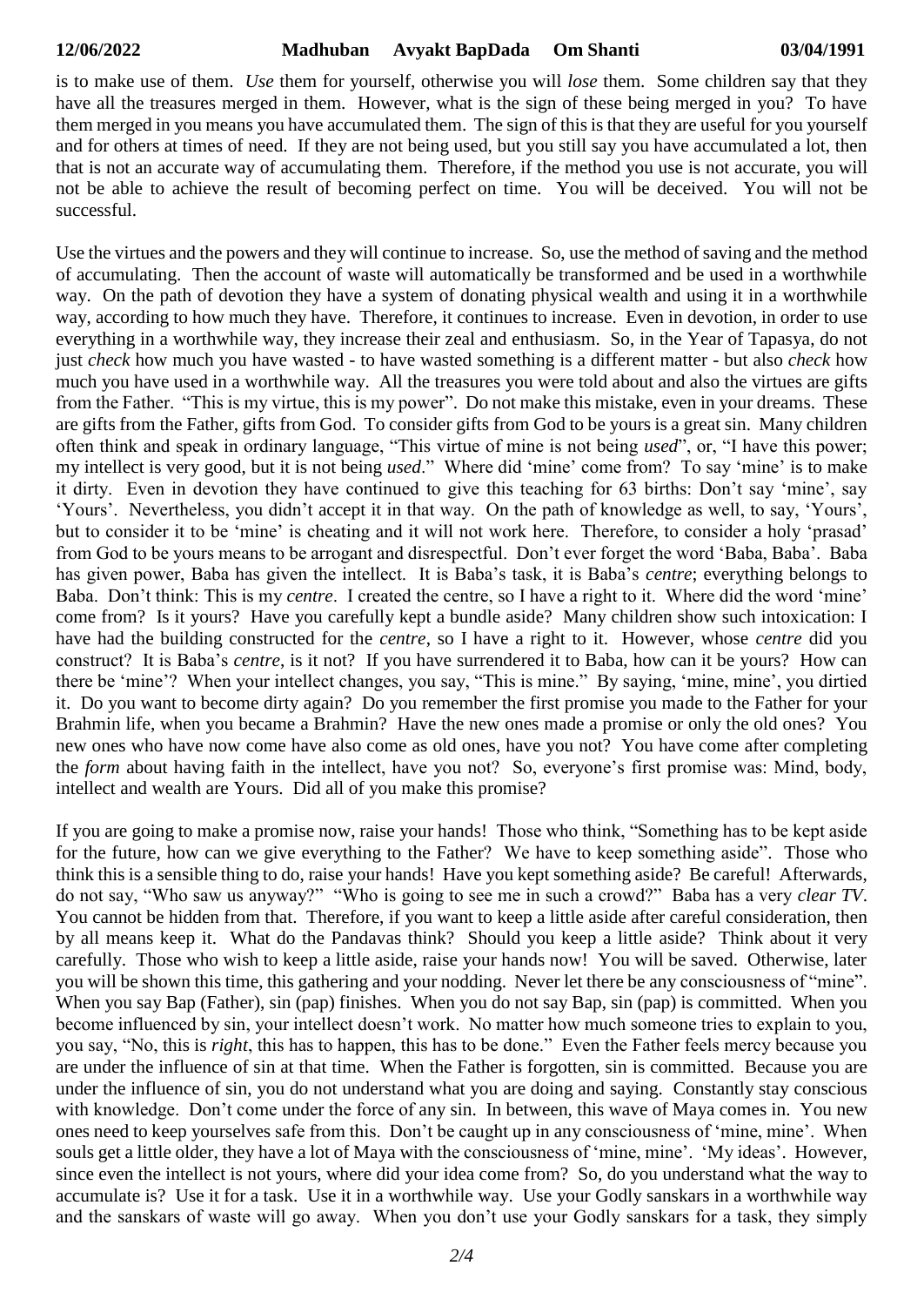is to make use of them. *Use* them for yourself, otherwise you will *lose* them. Some children say that they have all the treasures merged in them. However, what is the sign of these being merged in you? To have them merged in you means you have accumulated them. The sign of this is that they are useful for you yourself and for others at times of need. If they are not being used, but you still say you have accumulated a lot, then that is not an accurate way of accumulating them. Therefore, if the method you use is not accurate, you will not be able to achieve the result of becoming perfect on time. You will be deceived. You will not be successful.

Use the virtues and the powers and they will continue to increase. So, use the method of saving and the method of accumulating. Then the account of waste will automatically be transformed and be used in a worthwhile way. On the path of devotion they have a system of donating physical wealth and using it in a worthwhile way, according to how much they have. Therefore, it continues to increase. Even in devotion, in order to use everything in a worthwhile way, they increase their zeal and enthusiasm. So, in the Year of Tapasya, do not just *check* how much you have wasted - to have wasted something is a different matter - but also *check* how much you have used in a worthwhile way. All the treasures you were told about and also the virtues are gifts from the Father. "This is my virtue, this is my power". Do not make this mistake, even in your dreams. These are gifts from the Father, gifts from God. To consider gifts from God to be yours is a great sin. Many children often think and speak in ordinary language, "This virtue of mine is not being *used*", or, "I have this power; my intellect is very good, but it is not being *used*." Where did 'mine' come from? To say 'mine' is to make it dirty. Even in devotion they have continued to give this teaching for 63 births: Don't say 'mine', say 'Yours'. Nevertheless, you didn't accept it in that way. On the path of knowledge as well, to say, 'Yours', but to consider it to be 'mine' is cheating and it will not work here. Therefore, to consider a holy 'prasad' from God to be yours means to be arrogant and disrespectful. Don't ever forget the word 'Baba, Baba'. Baba has given power, Baba has given the intellect. It is Baba's task, it is Baba's *centre*; everything belongs to Baba. Don't think: This is my *centre*. I created the centre, so I have a right to it. Where did the word 'mine' come from? Is it yours? Have you carefully kept a bundle aside? Many children show such intoxication: I have had the building constructed for the *centre*, so I have a right to it. However, whose *centre* did you construct? It is Baba's *centre*, is it not? If you have surrendered it to Baba, how can it be yours? How can there be 'mine'? When your intellect changes, you say, "This is mine." By saying, 'mine, mine', you dirtied it. Do you want to become dirty again? Do you remember the first promise you made to the Father for your Brahmin life, when you became a Brahmin? Have the new ones made a promise or only the old ones? You new ones who have now come have also come as old ones, have you not? You have come after completing the *form* about having faith in the intellect, have you not? So, everyone's first promise was: Mind, body, intellect and wealth are Yours. Did all of you make this promise?

If you are going to make a promise now, raise your hands! Those who think, "Something has to be kept aside for the future, how can we give everything to the Father? We have to keep something aside". Those who think this is a sensible thing to do, raise your hands! Have you kept something aside? Be careful! Afterwards, do not say, "Who saw us anyway?" "Who is going to see me in such a crowd?" Baba has a very *clear TV*. You cannot be hidden from that. Therefore, if you want to keep a little aside after careful consideration, then by all means keep it. What do the Pandavas think? Should you keep a little aside? Think about it very carefully. Those who wish to keep a little aside, raise your hands now! You will be saved. Otherwise, later you will be shown this time, this gathering and your nodding. Never let there be any consciousness of "mine". When you say Bap (Father), sin (pap) finishes. When you do not say Bap, sin (pap) is committed. When you become influenced by sin, your intellect doesn't work. No matter how much someone tries to explain to you, you say, "No, this is *right*, this has to happen, this has to be done." Even the Father feels mercy because you are under the influence of sin at that time. When the Father is forgotten, sin is committed. Because you are under the influence of sin, you do not understand what you are doing and saying. Constantly stay conscious with knowledge. Don't come under the force of any sin. In between, this wave of Maya comes in. You new ones need to keep yourselves safe from this. Don't be caught up in any consciousness of 'mine, mine'. When souls get a little older, they have a lot of Maya with the consciousness of 'mine, mine'. 'My ideas'. However, since even the intellect is not yours, where did your idea come from? So, do you understand what the way to accumulate is? Use it for a task. Use it in a worthwhile way. Use your Godly sanskars in a worthwhile way and the sanskars of waste will go away. When you don't use your Godly sanskars for a task, they simply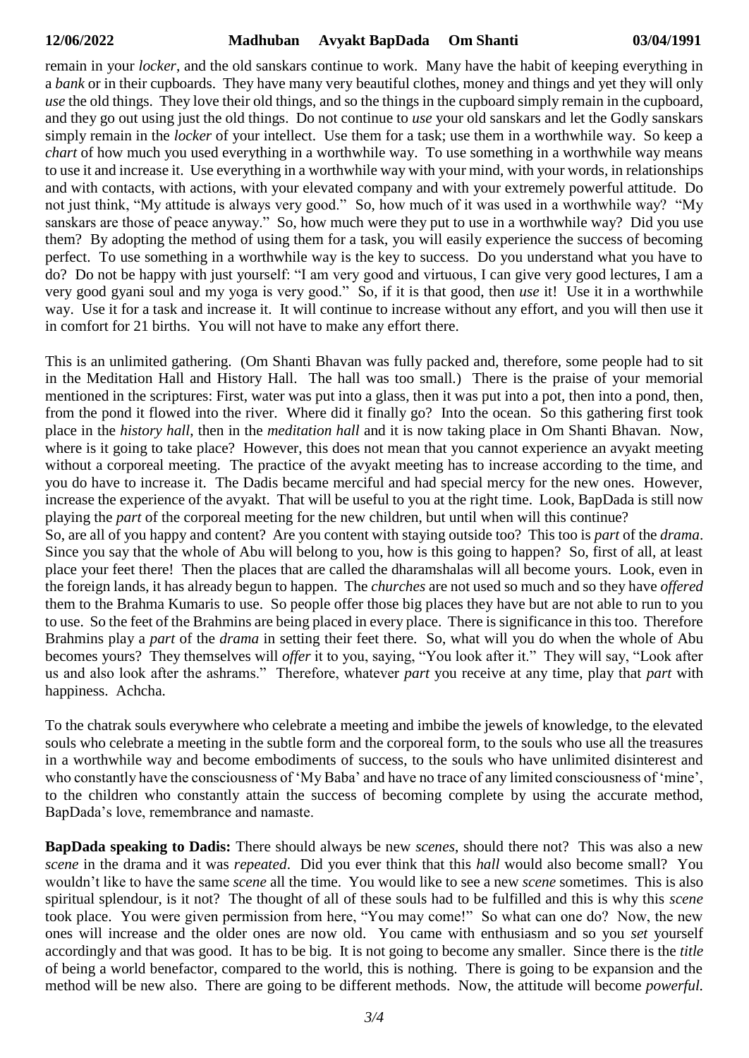remain in your *locker*, and the old sanskars continue to work. Many have the habit of keeping everything in a *bank* or in their cupboards. They have many very beautiful clothes, money and things and yet they will only *use* the old things. They love their old things, and so the things in the cupboard simply remain in the cupboard, and they go out using just the old things. Do not continue to *use* your old sanskars and let the Godly sanskars simply remain in the *locker* of your intellect. Use them for a task; use them in a worthwhile way. So keep a *chart* of how much you used everything in a worthwhile way. To use something in a worthwhile way means to use it and increase it. Use everything in a worthwhile way with your mind, with your words, in relationships and with contacts, with actions, with your elevated company and with your extremely powerful attitude. Do not just think, "My attitude is always very good." So, how much of it was used in a worthwhile way? "My sanskars are those of peace anyway." So, how much were they put to use in a worthwhile way? Did you use them? By adopting the method of using them for a task, you will easily experience the success of becoming perfect. To use something in a worthwhile way is the key to success. Do you understand what you have to do? Do not be happy with just yourself: "I am very good and virtuous, I can give very good lectures, I am a very good gyani soul and my yoga is very good." So, if it is that good, then *use* it! Use it in a worthwhile way. Use it for a task and increase it. It will continue to increase without any effort, and you will then use it in comfort for 21 births. You will not have to make any effort there.

This is an unlimited gathering. (Om Shanti Bhavan was fully packed and, therefore, some people had to sit in the Meditation Hall and History Hall. The hall was too small.) There is the praise of your memorial mentioned in the scriptures: First, water was put into a glass, then it was put into a pot, then into a pond, then, from the pond it flowed into the river. Where did it finally go? Into the ocean. So this gathering first took place in the *history hall*, then in the *meditation hall* and it is now taking place in Om Shanti Bhavan. Now, where is it going to take place? However, this does not mean that you cannot experience an avyakt meeting without a corporeal meeting. The practice of the avyakt meeting has to increase according to the time, and you do have to increase it. The Dadis became merciful and had special mercy for the new ones. However, increase the experience of the avyakt. That will be useful to you at the right time. Look, BapDada is still now playing the *part* of the corporeal meeting for the new children, but until when will this continue?
So, are all of you happy and content? Are you content with staying outside too? This too is *part* of the *drama*. Since you say that the whole of Abu will belong to you, how is this going to happen? So, first of all, at least place your feet there! Then the places that are called the dharamshalas will all become yours. Look, even in the foreign lands, it has already begun to happen. The *churches* are not used so much and so they have *offered* them to the Brahma Kumaris to use. So people offer those big places they have but are not able to run to you to use. So the feet of the Brahmins are being placed in every place. There is significance in this too. Therefore Brahmins play a *part* of the *drama* in setting their feet there. So, what will you do when the whole of Abu becomes yours? They themselves will *offer* it to you, saying, "You look after it." They will say, "Look after us and also look after the ashrams." Therefore, whatever *part* you receive at any time, play that *part* with happiness. Achcha.

To the chatrak souls everywhere who celebrate a meeting and imbibe the jewels of knowledge, to the elevated souls who celebrate a meeting in the subtle form and the corporeal form, to the souls who use all the treasures in a worthwhile way and become embodiments of success, to the souls who have unlimited disinterest and who constantly have the consciousness of 'My Baba' and have no trace of any limited consciousness of 'mine', to the children who constantly attain the success of becoming complete by using the accurate method, BapDada's love, remembrance and namaste.

**BapDada speaking to Dadis:** There should always be new *scenes*, should there not? This was also a new *scene* in the drama and it was *repeated*. Did you ever think that this *hall* would also become small? You wouldn't like to have the same *scene* all the time. You would like to see a new *scene* sometimes. This is also spiritual splendour, is it not? The thought of all of these souls had to be fulfilled and this is why this *scene* took place. You were given permission from here, "You may come!" So what can one do? Now, the new ones will increase and the older ones are now old. You came with enthusiasm and so you *set* yourself accordingly and that was good. It has to be big. It is not going to become any smaller. Since there is the *title* of being a world benefactor, compared to the world, this is nothing. There is going to be expansion and the method will be new also. There are going to be different methods. Now, the attitude will become *powerful*.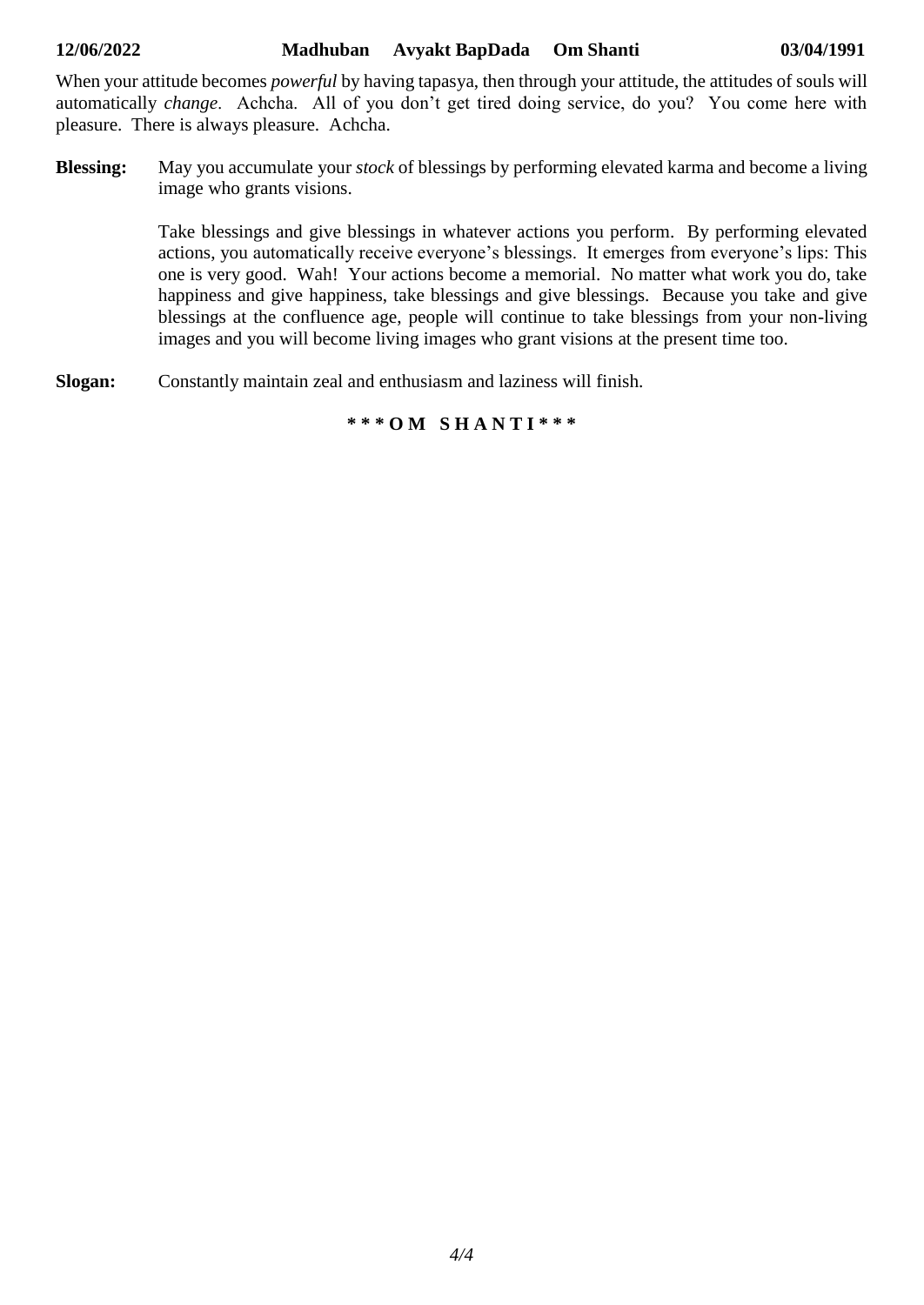When your attitude becomes *powerful* by having tapasya, then through your attitude, the attitudes of souls will automatically *change*. Achcha. All of you don't get tired doing service, do you? You come here with pleasure. There is always pleasure. Achcha.

**Blessing:** May you accumulate your *stock* of blessings by performing elevated karma and become a living image who grants visions.

Take blessings and give blessings in whatever actions you perform. By performing elevated actions, you automatically receive everyone's blessings. It emerges from everyone's lips: This one is very good. Wah! Your actions become a memorial. No matter what work you do, take happiness and give happiness, take blessings and give blessings. Because you take and give blessings at the confluence age, people will continue to take blessings from your non-living images and you will become living images who grant visions at the present time too.

**Slogan:** Constantly maintain zeal and enthusiasm and laziness will finish.

**\* \* \* O M S H A N T I \* \* \***